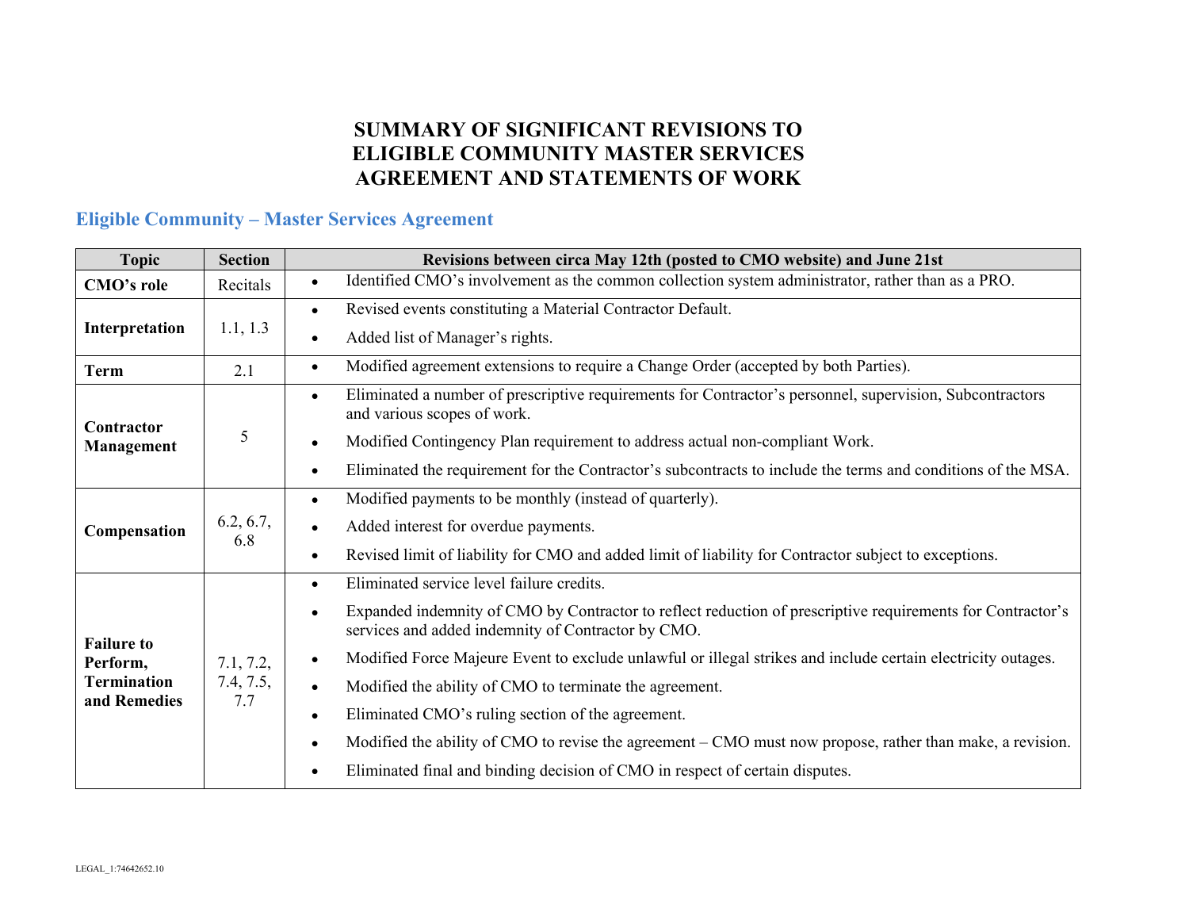# SUMMARY OF SIGNIFICANT REVISIONS TO ELIGIBLE COMMUNITY MASTER SERVICES AGREEMENT AND STATEMENTS OF WORK

## Eligible Community – Master Services Agreement

| Topic | Section | Revisions between circa May 12th (posted to CMO website) and June 21st |
|---|---|---|
| **CMO's role** | Recitals | • Identified CMO's involvement as the common collection system administrator, rather than as a PRO. |
| **Interpretation** | 1.1, 1.3 | • Revised events constituting a Material Contractor Default.<br>• Added list of Manager's rights. |
| **Term** | 2.1 | • Modified agreement extensions to require a Change Order (accepted by both Parties). |
| **Contractor Management** | 5 | • Eliminated a number of prescriptive requirements for Contractor's personnel, supervision, Subcontractors and various scopes of work.<br>• Modified Contingency Plan requirement to address actual non-compliant Work.<br>• Eliminated the requirement for the Contractor's subcontracts to include the terms and conditions of the MSA. |
| **Compensation** | 6.2, 6.7, 6.8 | • Modified payments to be monthly (instead of quarterly).<br>• Added interest for overdue payments.<br>• Revised limit of liability for CMO and added limit of liability for Contractor subject to exceptions. |
| **Failure to Perform, Termination and Remedies** | 7.1, 7.2, 7.4, 7.5, 7.7 | • Eliminated service level failure credits.<br>• Expanded indemnity of CMO by Contractor to reflect reduction of prescriptive requirements for Contractor's services and added indemnity of Contractor by CMO.<br>• Modified Force Majeure Event to exclude unlawful or illegal strikes and include certain electricity outages.<br>• Modified the ability of CMO to terminate the agreement.<br>• Eliminated CMO's ruling section of the agreement.<br>• Modified the ability of CMO to revise the agreement – CMO must now propose, rather than make, a revision.<br>• Eliminated final and binding decision of CMO in respect of certain disputes. |

LEGAL_1:74642652.10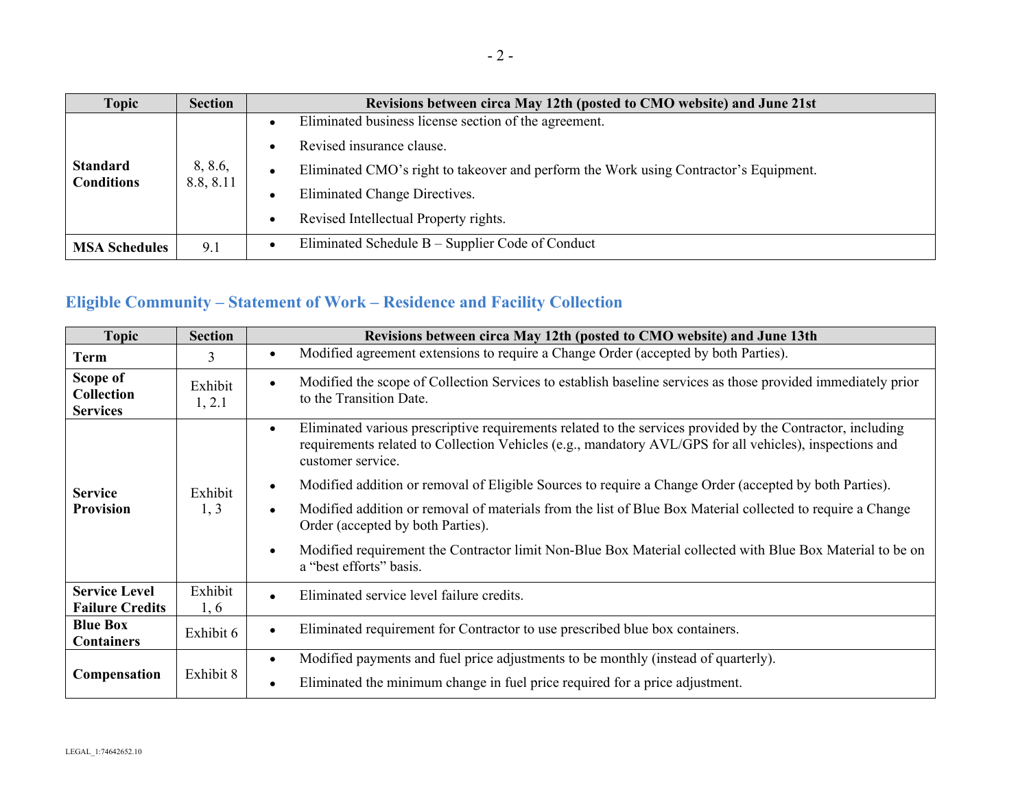| Topic | Section | Revisions between circa May 12th (posted to CMO website) and June 21st |
|---|---|---|
| **Standard Conditions** | 8, 8.6, 8.8, 8.11 | • Eliminated business license section of the agreement.<br>• Revised insurance clause.<br>• Eliminated CMO's right to takeover and perform the Work using Contractor's Equipment.<br>• Eliminated Change Directives.<br>• Revised Intellectual Property rights. |
| **MSA Schedules** | 9.1 | • Eliminated Schedule B – Supplier Code of Conduct |

## Eligible Community – Statement of Work – Residence and Facility Collection

| Topic | Section | Revisions between circa May 12th (posted to CMO website) and June 13th |
|---|---|---|
| **Term** | 3 | • Modified agreement extensions to require a Change Order (accepted by both Parties). |
| **Scope of Collection Services** | Exhibit 1, 2.1 | • Modified the scope of Collection Services to establish baseline services as those provided immediately prior to the Transition Date. |
| **Service Provision** | Exhibit 1, 3 | • Eliminated various prescriptive requirements related to the services provided by the Contractor, including requirements related to Collection Vehicles (e.g., mandatory AVL/GPS for all vehicles), inspections and customer service.<br>• Modified addition or removal of Eligible Sources to require a Change Order (accepted by both Parties).<br>• Modified addition or removal of materials from the list of Blue Box Material collected to require a Change Order (accepted by both Parties).<br>• Modified requirement the Contractor limit Non-Blue Box Material collected with Blue Box Material to be on a "best efforts" basis. |
| **Service Level Failure Credits** | Exhibit 1, 6 | • Eliminated service level failure credits. |
| **Blue Box Containers** | Exhibit 6 | • Eliminated requirement for Contractor to use prescribed blue box containers. |
| **Compensation** | Exhibit 8 | • Modified payments and fuel price adjustments to be monthly (instead of quarterly).<br>• Eliminated the minimum change in fuel price required for a price adjustment. |

LEGAL_1:74642652.10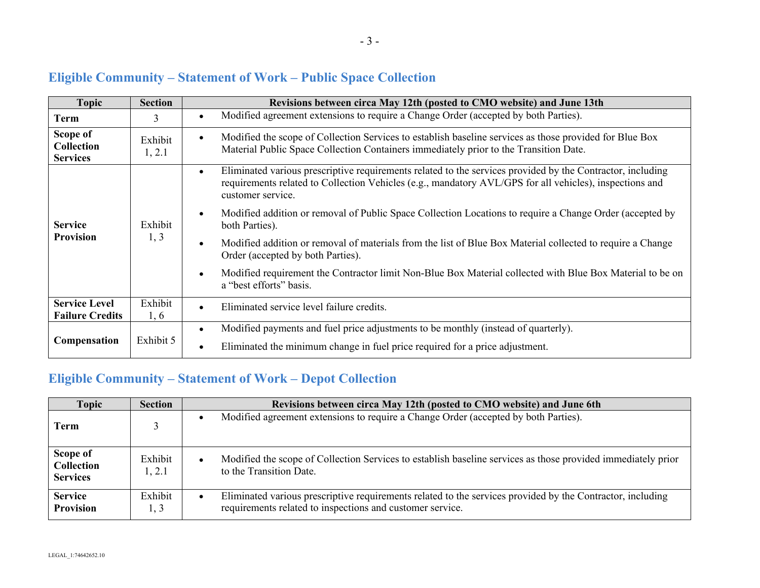## Eligible Community – Statement of Work – Public Space Collection

| Topic | Section | Revisions between circa May 12th (posted to CMO website) and June 13th |
|---|---|---|
| **Term** | 3 | • Modified agreement extensions to require a Change Order (accepted by both Parties). |
| **Scope of Collection Services** | Exhibit 1, 2.1 | • Modified the scope of Collection Services to establish baseline services as those provided for Blue Box Material Public Space Collection Containers immediately prior to the Transition Date. |
| **Service Provision** | Exhibit 1, 3 | • Eliminated various prescriptive requirements related to the services provided by the Contractor, including requirements related to Collection Vehicles (e.g., mandatory AVL/GPS for all vehicles), inspections and customer service.<br>• Modified addition or removal of Public Space Collection Locations to require a Change Order (accepted by both Parties).<br>• Modified addition or removal of materials from the list of Blue Box Material collected to require a Change Order (accepted by both Parties).<br>• Modified requirement the Contractor limit Non-Blue Box Material collected with Blue Box Material to be on a "best efforts" basis. |
| **Service Level Failure Credits** | Exhibit 1, 6 | • Eliminated service level failure credits. |
| **Compensation** | Exhibit 5 | • Modified payments and fuel price adjustments to be monthly (instead of quarterly).<br>• Eliminated the minimum change in fuel price required for a price adjustment. |

## Eligible Community – Statement of Work – Depot Collection

| Topic | Section | Revisions between circa May 12th (posted to CMO website) and June 6th |
|---|---|---|
| **Term** | 3 | • Modified agreement extensions to require a Change Order (accepted by both Parties). |
| **Scope of Collection Services** | Exhibit 1, 2.1 | • Modified the scope of Collection Services to establish baseline services as those provided immediately prior to the Transition Date. |
| **Service Provision** | Exhibit 1, 3 | • Eliminated various prescriptive requirements related to the services provided by the Contractor, including requirements related to inspections and customer service. |

LEGAL_1:74642652.10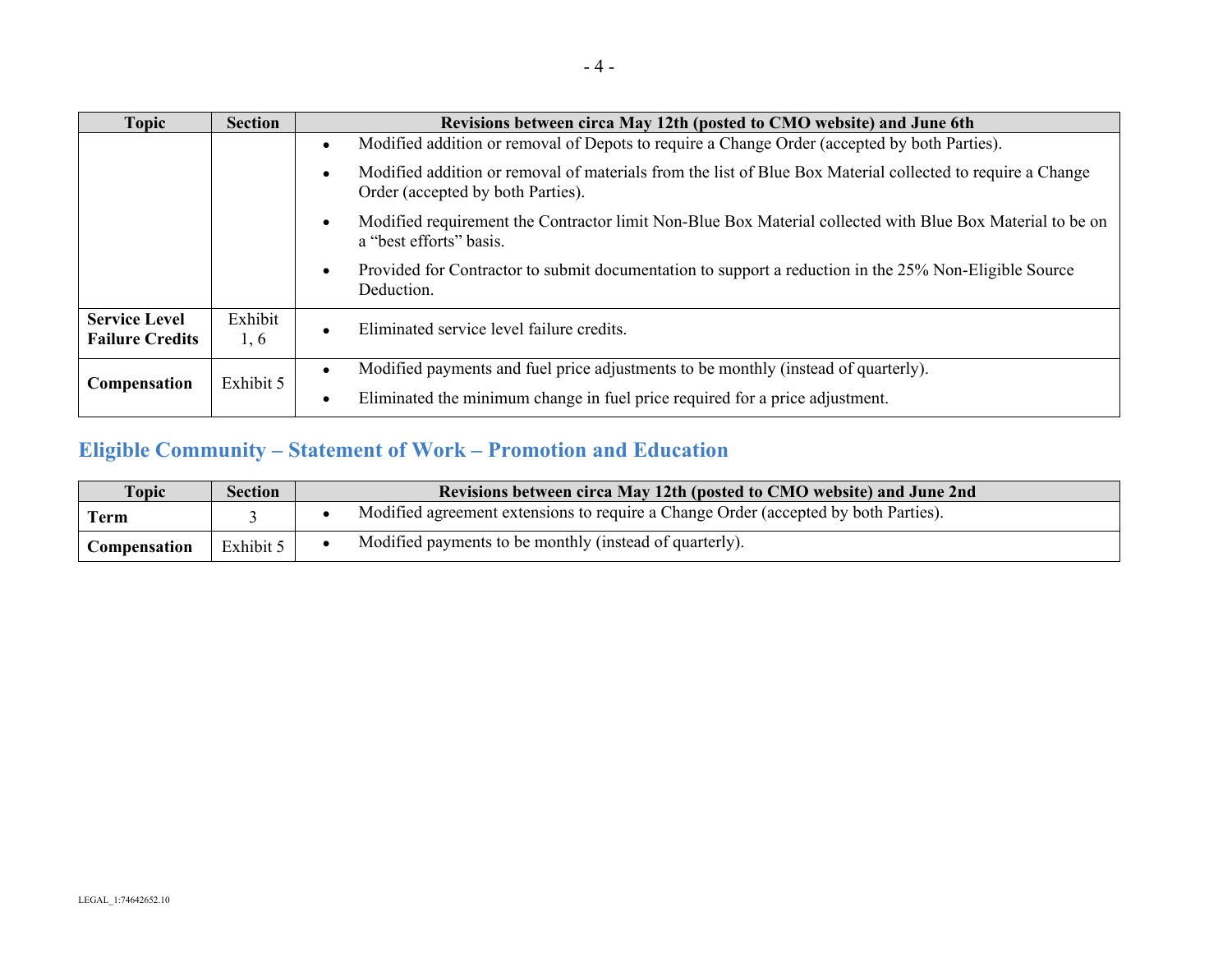| Topic | Section | Revisions between circa May 12th (posted to CMO website) and June 6th |
| --- | --- | --- |
| | | • Modified addition or removal of Depots to require a Change Order (accepted by both Parties).<br>• Modified addition or removal of materials from the list of Blue Box Material collected to require a Change Order (accepted by both Parties).<br>• Modified requirement the Contractor limit Non-Blue Box Material collected with Blue Box Material to be on a "best efforts" basis.<br>• Provided for Contractor to submit documentation to support a reduction in the 25% Non-Eligible Source Deduction. |
| **Service Level Failure Credits** | Exhibit 1, 6 | • Eliminated service level failure credits. |
| **Compensation** | Exhibit 5 | • Modified payments and fuel price adjustments to be monthly (instead of quarterly).<br>• Eliminated the minimum change in fuel price required for a price adjustment. |

## Eligible Community – Statement of Work – Promotion and Education

| Topic | Section | Revisions between circa May 12th (posted to CMO website) and June 2nd |
| --- | --- | --- |
| **Term** | 3 | • Modified agreement extensions to require a Change Order (accepted by both Parties). |
| **Compensation** | Exhibit 5 | • Modified payments to be monthly (instead of quarterly). |

LEGAL_1:74642652.10